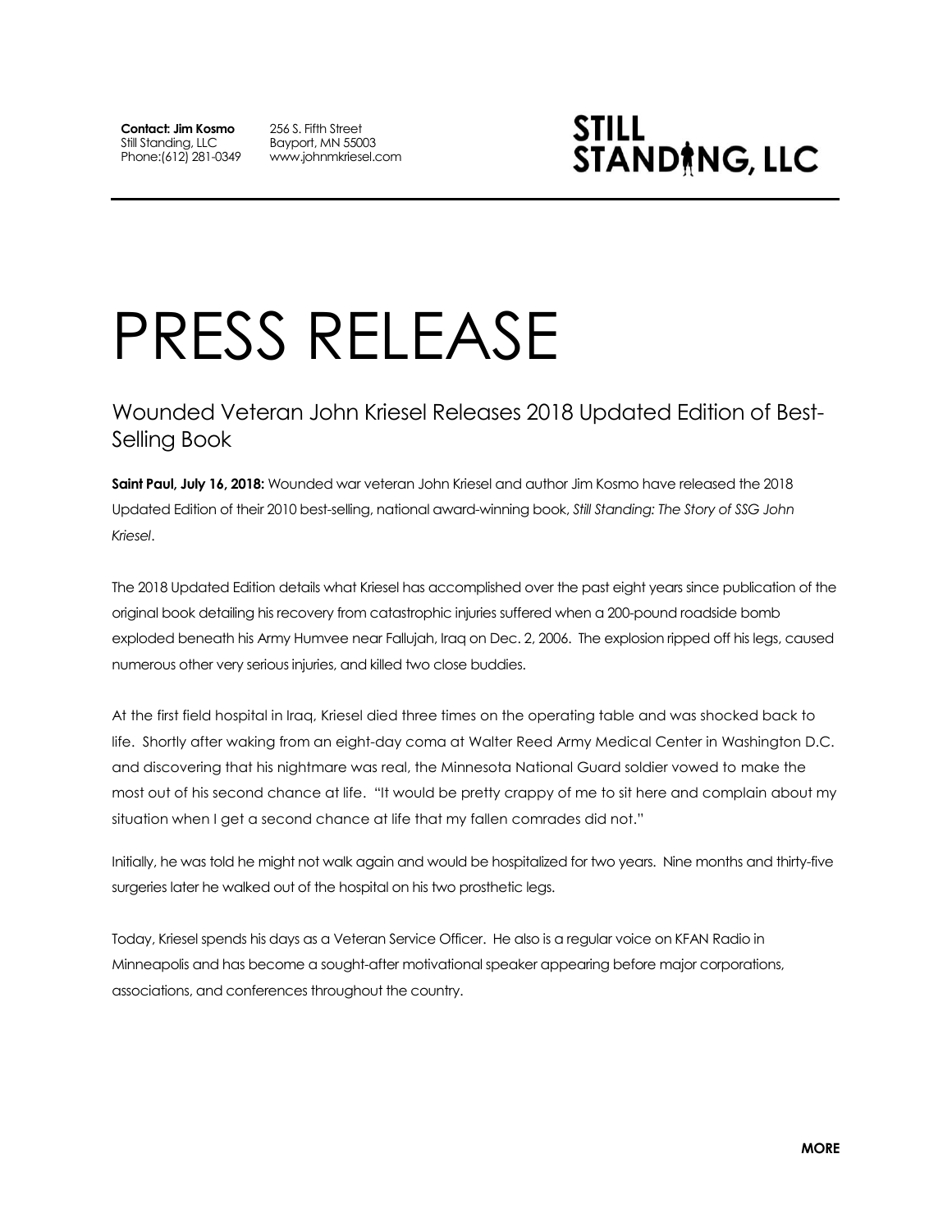**Contact: Jim Kosmo**
Still Standing, LLC
Phone:(612) 281-0349

256 S. Fifth Street
Bayport, MN 55003
www.johnmkriesel.com

**STILL STANDING, LLC**

# PRESS RELEASE

## Wounded Veteran John Kriesel Releases 2018 Updated Edition of Best-Selling Book

**Saint Paul, July 16, 2018:** Wounded war veteran John Kriesel and author Jim Kosmo have released the 2018 Updated Edition of their 2010 best-selling, national award-winning book, *Still Standing: The Story of SSG John Kriesel*.

The 2018 Updated Edition details what Kriesel has accomplished over the past eight years since publication of the original book detailing his recovery from catastrophic injuries suffered when a 200-pound roadside bomb exploded beneath his Army Humvee near Fallujah, Iraq on Dec. 2, 2006. The explosion ripped off his legs, caused numerous other very serious injuries, and killed two close buddies.

At the first field hospital in Iraq, Kriesel died three times on the operating table and was shocked back to life. Shortly after waking from an eight-day coma at Walter Reed Army Medical Center in Washington D.C. and discovering that his nightmare was real, the Minnesota National Guard soldier vowed to make the most out of his second chance at life. "It would be pretty crappy of me to sit here and complain about my situation when I get a second chance at life that my fallen comrades did not."

Initially, he was told he might not walk again and would be hospitalized for two years. Nine months and thirty-five surgeries later he walked out of the hospital on his two prosthetic legs.

Today, Kriesel spends his days as a Veteran Service Officer. He also is a regular voice on KFAN Radio in Minneapolis and has become a sought-after motivational speaker appearing before major corporations, associations, and conferences throughout the country.

**MORE**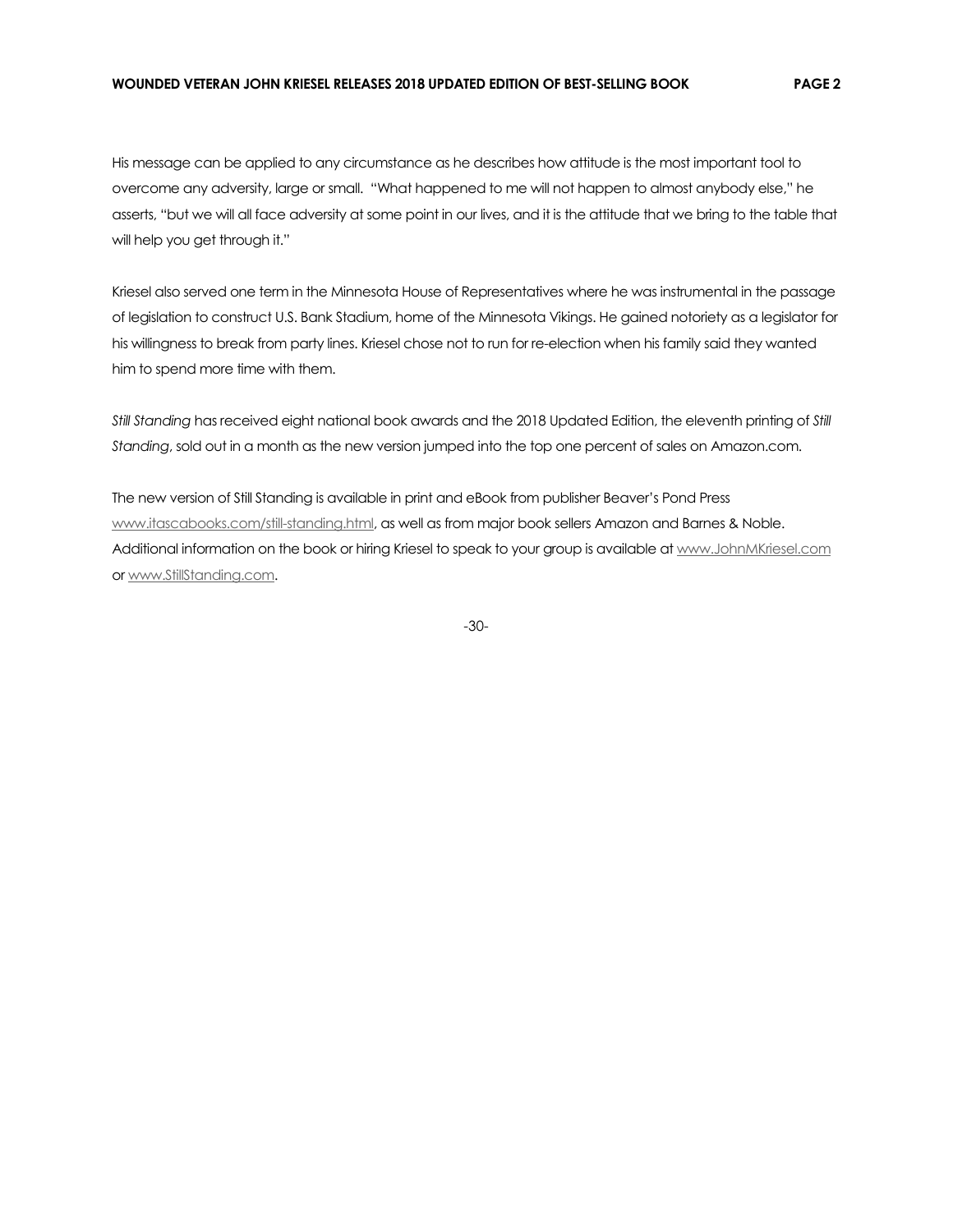His message can be applied to any circumstance as he describes how attitude is the most important tool to overcome any adversity, large or small. "What happened to me will not happen to almost anybody else," he asserts, "but we will all face adversity at some point in our lives, and it is the attitude that we bring to the table that will help you get through it."

Kriesel also served one term in the Minnesota House of Representatives where he was instrumental in the passage of legislation to construct U.S. Bank Stadium, home of the Minnesota Vikings. He gained notoriety as a legislator for his willingness to break from party lines. Kriesel chose not to run for re-election when his family said they wanted him to spend more time with them.

*Still Standing* has received eight national book awards and the 2018 Updated Edition, the eleventh printing of *Still Standing*, sold out in a month as the new version jumped into the top one percent of sales on Amazon.com.

The new version of Still Standing is available in print and eBook from publisher Beaver's Pond Press www.itascabooks.com/still-standing.html, as well as from major book sellers Amazon and Barnes & Noble. Additional information on the book or hiring Kriesel to speak to your group is available at www.JohnMKriesel.com or www.StillStanding.com.

-30-